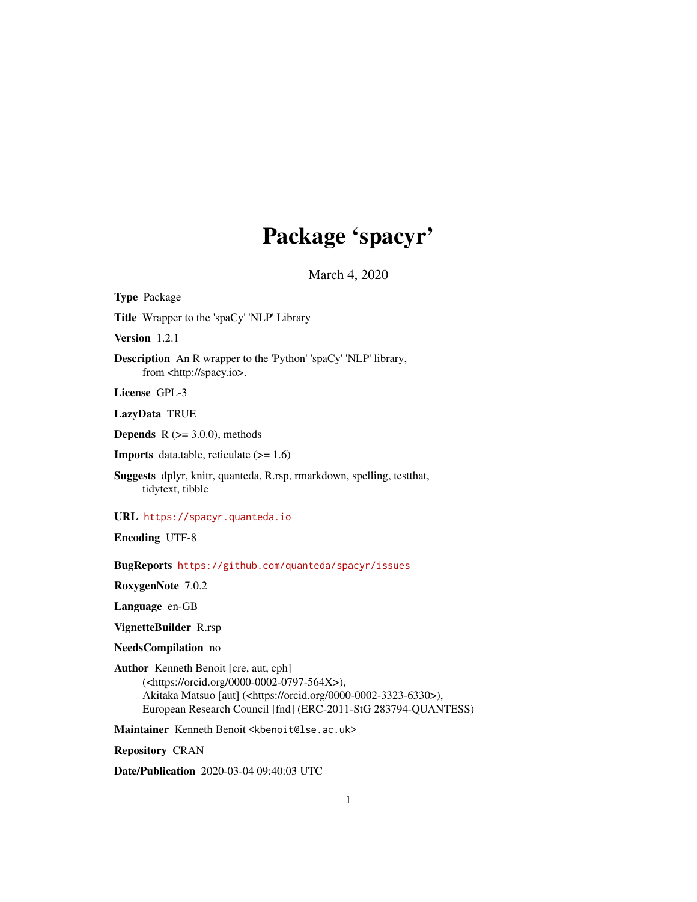# Package 'spacyr'

March 4, 2020

**Type** Package

**Title** Wrapper to the 'spaCy' 'NLP' Library

**Version** 1.2.1

**Description** An R wrapper to the 'Python' 'spaCy' 'NLP' library,
from <http://spacy.io>.

**License** GPL-3

**LazyData** TRUE

**Depends** R (>= 3.0.0), methods

**Imports** data.table, reticulate (>= 1.6)

**Suggests** dplyr, knitr, quanteda, R.rsp, rmarkdown, spelling, testthat,
tidytext, tibble

**URL** https://spacyr.quanteda.io

**Encoding** UTF-8

**BugReports** https://github.com/quanteda/spacyr/issues

**RoxygenNote** 7.0.2

**Language** en-GB

**VignetteBuilder** R.rsp

**NeedsCompilation** no

**Author** Kenneth Benoit [cre, aut, cph]
(<https://orcid.org/0000-0002-0797-564X>),
Akitaka Matsuo [aut] (<https://orcid.org/0000-0002-3323-6330>),
European Research Council [fnd] (ERC-2011-StG 283794-QUANTESS)

**Maintainer** Kenneth Benoit <kbenoit@lse.ac.uk>

**Repository** CRAN

**Date/Publication** 2020-03-04 09:40:03 UTC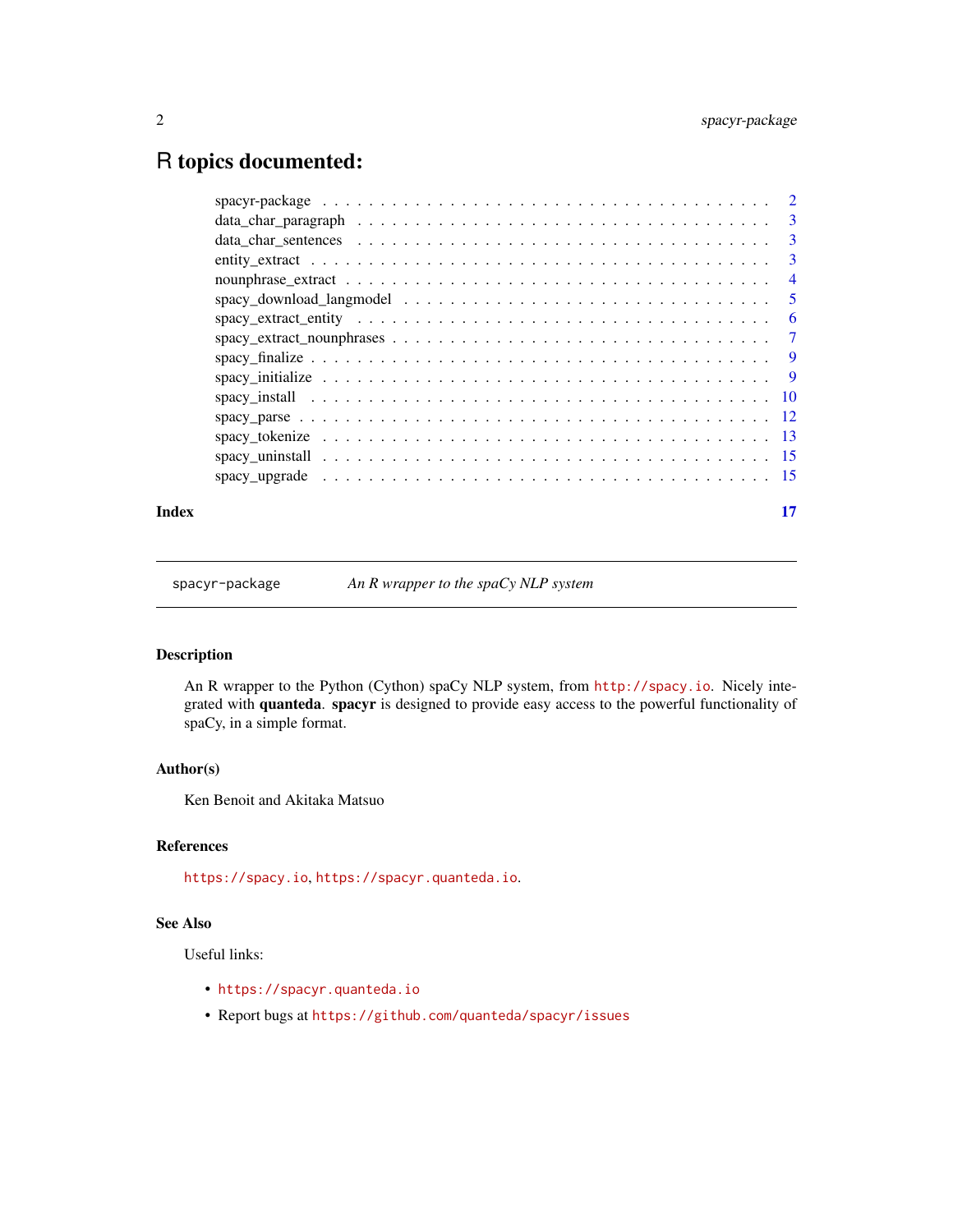# R topics documented:

| | |
|---|---|
| spacyr-package | 2 |
| data_char_paragraph | 3 |
| data_char_sentences | 3 |
| entity_extract | 3 |
| nounphrase_extract | 4 |
| spacy_download_langmodel | 5 |
| spacy_extract_entity | 6 |
| spacy_extract_nounphrases | 7 |
| spacy_finalize | 9 |
| spacy_initialize | 9 |
| spacy_install | 10 |
| spacy_parse | 12 |
| spacy_tokenize | 13 |
| spacy_uninstall | 15 |
| spacy_upgrade | 15 |

**Index** 17

---

`spacyr-package` *An R wrapper to the spaCy NLP system*

---

## Description

An R wrapper to the Python (Cython) spaCy NLP system, from `http://spacy.io`. Nicely integrated with **quanteda**. **spacyr** is designed to provide easy access to the powerful functionality of spaCy, in a simple format.

## Author(s)

Ken Benoit and Akitaka Matsuo

## References

`https://spacy.io`, `https://spacyr.quanteda.io`.

## See Also

Useful links:

- `https://spacyr.quanteda.io`
- Report bugs at `https://github.com/quanteda/spacyr/issues`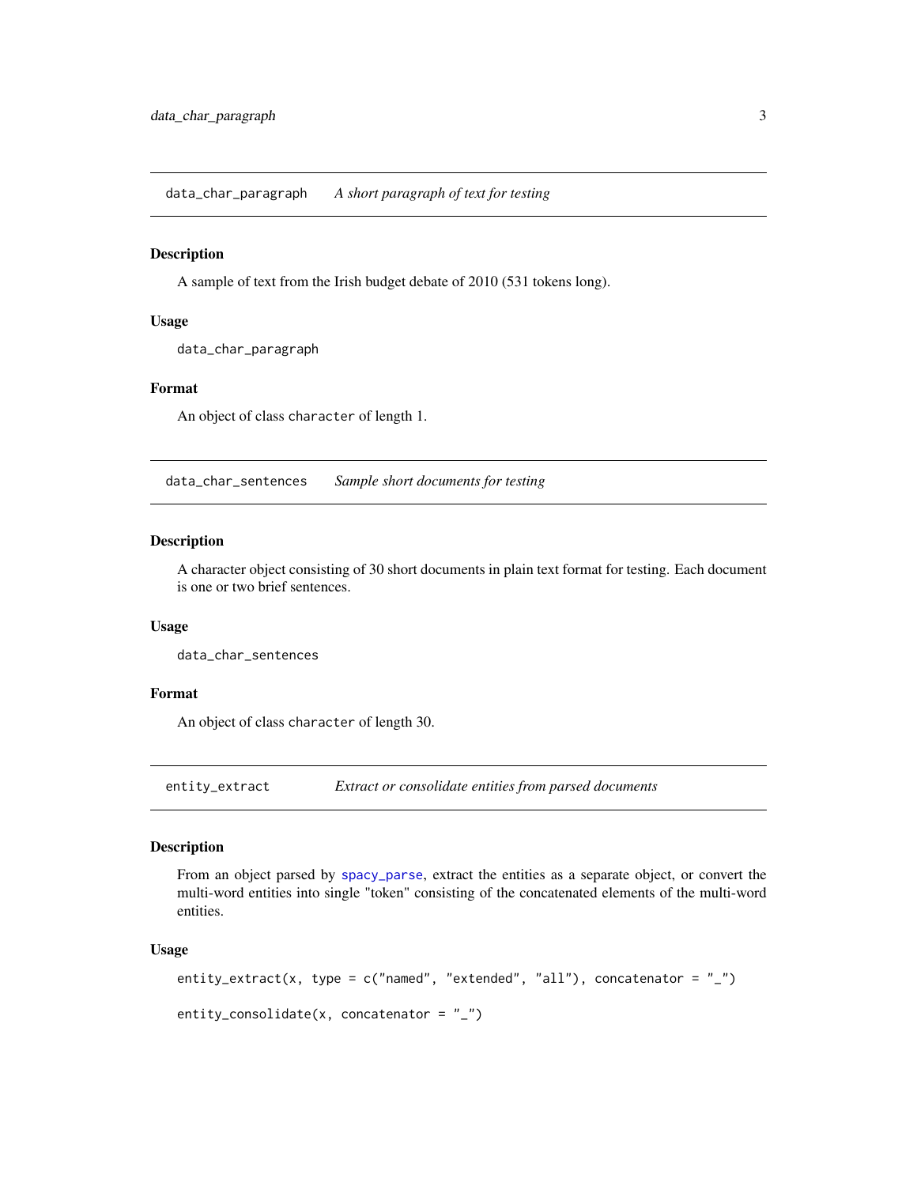## data_char_paragraph *A short paragraph of text for testing*

### Description

A sample of text from the Irish budget debate of 2010 (531 tokens long).

### Usage

```
data_char_paragraph
```

### Format

An object of class `character` of length 1.

## data_char_sentences *Sample short documents for testing*

### Description

A character object consisting of 30 short documents in plain text format for testing. Each document is one or two brief sentences.

### Usage

```
data_char_sentences
```

### Format

An object of class `character` of length 30.

## entity_extract *Extract or consolidate entities from parsed documents*

### Description

From an object parsed by spacy_parse, extract the entities as a separate object, or convert the multi-word entities into single "token" consisting of the concatenated elements of the multi-word entities.

### Usage

```
entity_extract(x, type = c("named", "extended", "all"), concatenator = "_")

entity_consolidate(x, concatenator = "_")
```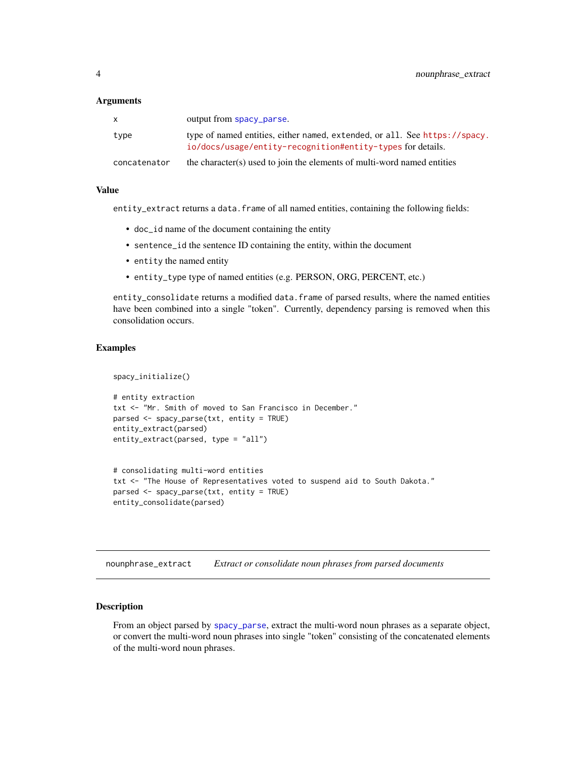### Arguments

| | |
|---|---|
| x | output from spacy_parse. |
| type | type of named entities, either named, extended, or all. See https://spacy.io/docs/usage/entity-recognition#entity-types for details. |
| concatenator | the character(s) used to join the elements of multi-word named entities |

### Value

entity_extract returns a data.frame of all named entities, containing the following fields:

- doc_id name of the document containing the entity
- sentence_id the sentence ID containing the entity, within the document
- entity the named entity
- entity_type type of named entities (e.g. PERSON, ORG, PERCENT, etc.)

entity_consolidate returns a modified data.frame of parsed results, where the named entities have been combined into a single "token". Currently, dependency parsing is removed when this consolidation occurs.

### Examples

```
spacy_initialize()

# entity extraction
txt <- "Mr. Smith of moved to San Francisco in December."
parsed <- spacy_parse(txt, entity = TRUE)
entity_extract(parsed)
entity_extract(parsed, type = "all")


# consolidating multi-word entities
txt <- "The House of Representatives voted to suspend aid to South Dakota."
parsed <- spacy_parse(txt, entity = TRUE)
entity_consolidate(parsed)
```

---

## nounphrase_extract *Extract or consolidate noun phrases from parsed documents*

---

### Description

From an object parsed by spacy_parse, extract the multi-word noun phrases as a separate object, or convert the multi-word noun phrases into single "token" consisting of the concatenated elements of the multi-word noun phrases.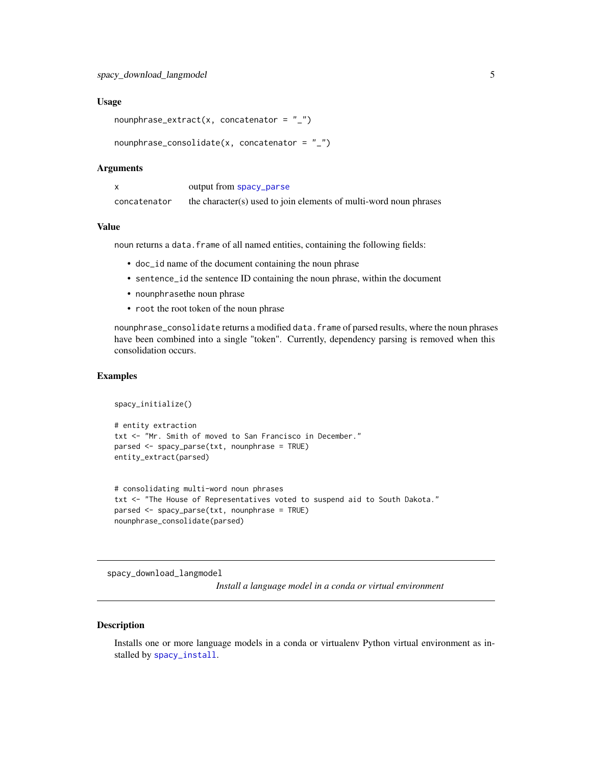### Usage

```
nounphrase_extract(x, concatenator = "_")

nounphrase_consolidate(x, concatenator = "_")
```

### Arguments

| | |
|---|---|
| x | output from spacy_parse |
| concatenator | the character(s) used to join elements of multi-word noun phrases |

### Value

noun returns a data.frame of all named entities, containing the following fields:

- doc_id name of the document containing the noun phrase
- sentence_id the sentence ID containing the noun phrase, within the document
- nounphrasethe noun phrase
- root the root token of the noun phrase

nounphrase_consolidate returns a modified data.frame of parsed results, where the noun phrases have been combined into a single "token". Currently, dependency parsing is removed when this consolidation occurs.

### Examples

```
spacy_initialize()

# entity extraction
txt <- "Mr. Smith of moved to San Francisco in December."
parsed <- spacy_parse(txt, nounphrase = TRUE)
entity_extract(parsed)


# consolidating multi-word noun phrases
txt <- "The House of Representatives voted to suspend aid to South Dakota."
parsed <- spacy_parse(txt, nounphrase = TRUE)
nounphrase_consolidate(parsed)
```

---

## spacy_download_langmodel

*Install a language model in a conda or virtual environment*

---

### Description

Installs one or more language models in a conda or virtualenv Python virtual environment as installed by spacy_install.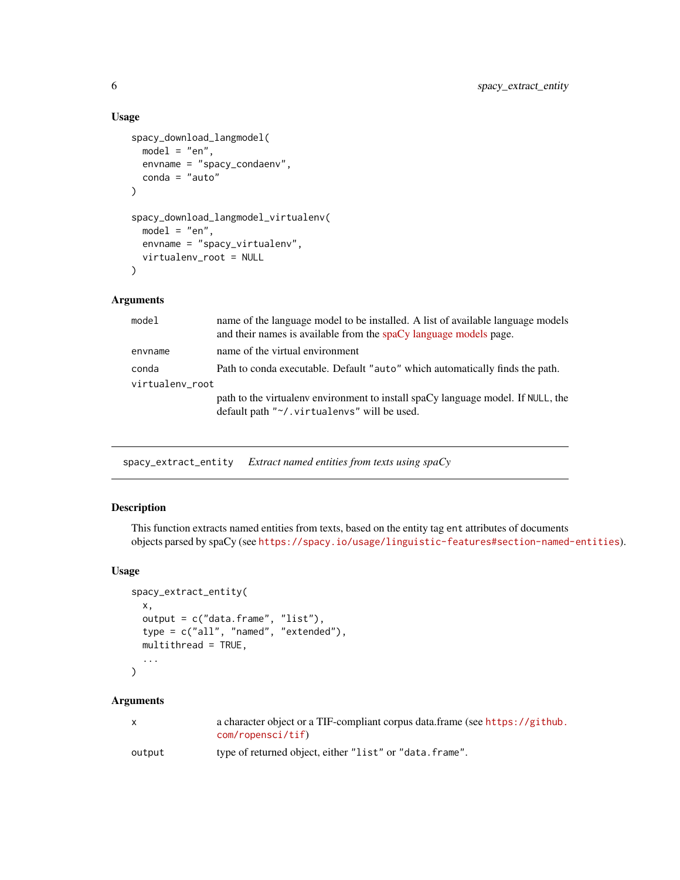### Usage

```
spacy_download_langmodel(
  model = "en",
  envname = "spacy_condaenv",
  conda = "auto"
)

spacy_download_langmodel_virtualenv(
  model = "en",
  envname = "spacy_virtualenv",
  virtualenv_root = NULL
)
```

### Arguments

| | |
|---|---|
| `model` | name of the language model to be installed. A list of available language models and their names is available from the spaCy language models page. |
| `envname` | name of the virtual environment |
| `conda` | Path to conda executable. Default `"auto"` which automatically finds the path. |
| `virtualenv_root` | path to the virtualenv environment to install spaCy language model. If `NULL`, the default path `"~/.virtualenvs"` will be used. |

---

## spacy_extract_entity    *Extract named entities from texts using spaCy*

---

### Description

This function extracts named entities from texts, based on the entity tag `ent` attributes of documents objects parsed by spaCy (see https://spacy.io/usage/linguistic-features#section-named-entities).

### Usage

```
spacy_extract_entity(
  x,
  output = c("data.frame", "list"),
  type = c("all", "named", "extended"),
  multithread = TRUE,
  ...
)
```

### Arguments

| | |
|---|---|
| `x` | a character object or a TIF-compliant corpus data.frame (see https://github.com/ropensci/tif) |
| `output` | type of returned object, either `"list"` or `"data.frame"`. |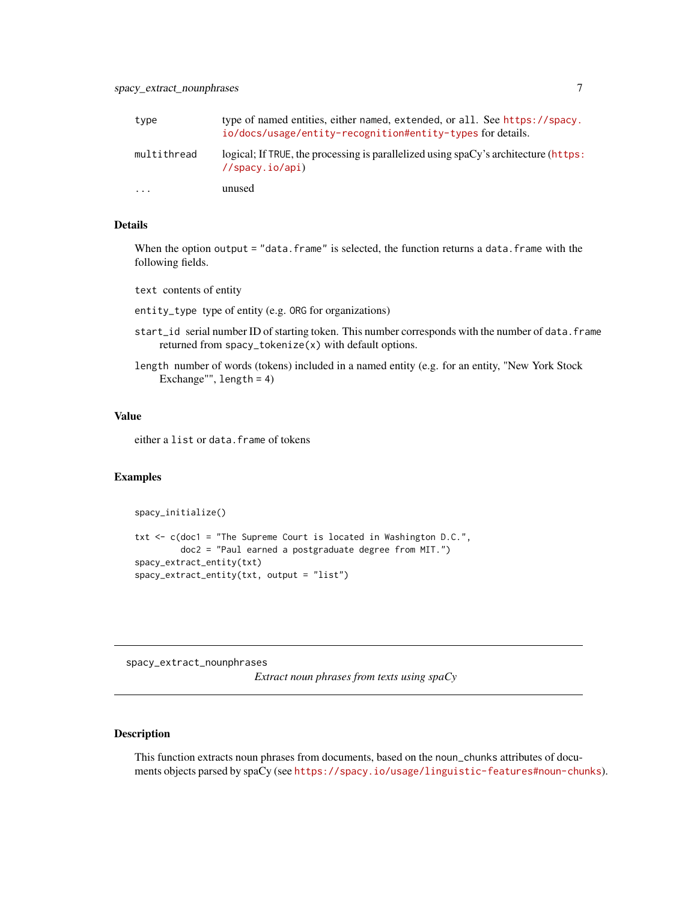| | |
|---|---|
| `type` | type of named entities, either `named`, `extended`, or `all`. See https://spacy.io/docs/usage/entity-recognition#entity-types for details. |
| `multithread` | logical; If `TRUE`, the processing is parallelized using spaCy's architecture (https://spacy.io/api) |
| `...` | unused |

### Details

When the option `output = "data.frame"` is selected, the function returns a `data.frame` with the following fields.

`text` contents of entity

`entity_type` type of entity (e.g. `ORG` for organizations)

`start_id` serial number ID of starting token. This number corresponds with the number of `data.frame` returned from `spacy_tokenize(x)` with default options.

`length` number of words (tokens) included in a named entity (e.g. for an entity, "New York Stock Exchange"", `length = 4`)

### Value

either a `list` or `data.frame` of tokens

### Examples

```
spacy_initialize()

txt <- c(doc1 = "The Supreme Court is located in Washington D.C.",
         doc2 = "Paul earned a postgraduate degree from MIT.")
spacy_extract_entity(txt)
spacy_extract_entity(txt, output = "list")
```

---

## spacy_extract_nounphrases

*Extract noun phrases from texts using spaCy*

---

### Description

This function extracts noun phrases from documents, based on the `noun_chunks` attributes of documents objects parsed by spaCy (see https://spacy.io/usage/linguistic-features#noun-chunks).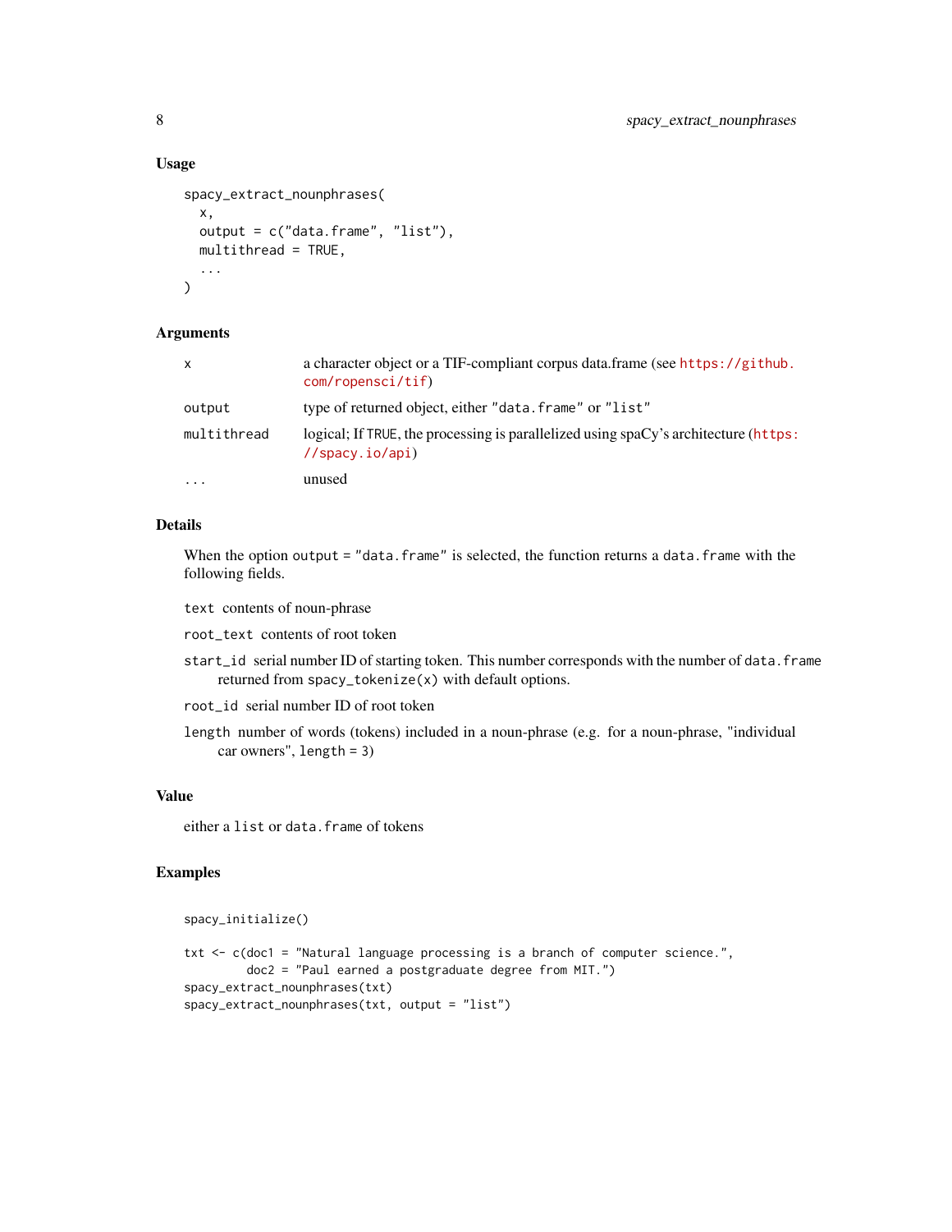### Usage

```
spacy_extract_nounphrases(
  x,
  output = c("data.frame", "list"),
  multithread = TRUE,
  ...
)
```

### Arguments

| | |
|---|---|
| `x` | a character object or a TIF-compliant corpus data.frame (see https://github.com/ropensci/tif) |
| `output` | type of returned object, either `"data.frame"` or `"list"` |
| `multithread` | logical; If `TRUE`, the processing is parallelized using spaCy's architecture (https://spacy.io/api) |
| `...` | unused |

### Details

When the option `output = "data.frame"` is selected, the function returns a `data.frame` with the following fields.

`text` contents of noun-phrase

`root_text` contents of root token

`start_id` serial number ID of starting token. This number corresponds with the number of `data.frame` returned from `spacy_tokenize(x)` with default options.

`root_id` serial number ID of root token

`length` number of words (tokens) included in a noun-phrase (e.g. for a noun-phrase, "individual car owners", `length = 3`)

### Value

either a `list` or `data.frame` of tokens

### Examples

```
spacy_initialize()

txt <- c(doc1 = "Natural language processing is a branch of computer science.",
         doc2 = "Paul earned a postgraduate degree from MIT.")
spacy_extract_nounphrases(txt)
spacy_extract_nounphrases(txt, output = "list")
```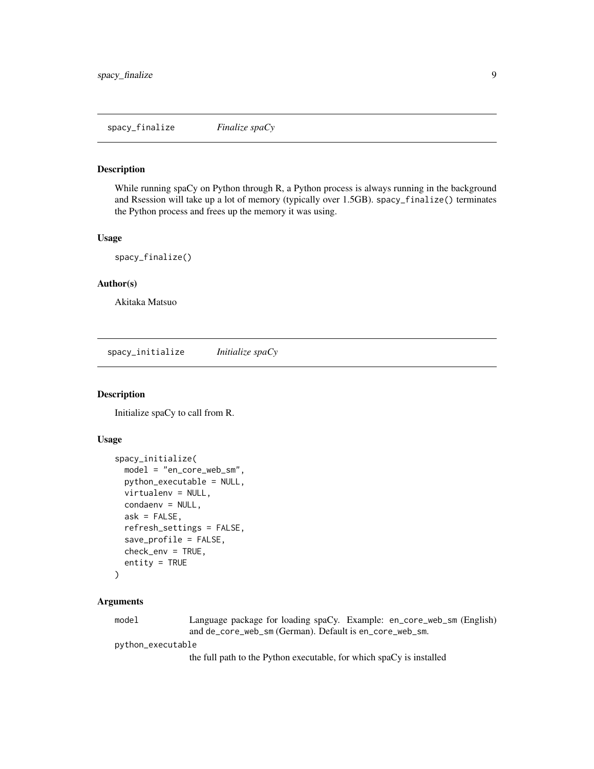## spacy_finalize *Finalize spaCy*

### Description

While running spaCy on Python through R, a Python process is always running in the background and Rsession will take up a lot of memory (typically over 1.5GB). `spacy_finalize()` terminates the Python process and frees up the memory it was using.

### Usage

```
spacy_finalize()
```

### Author(s)

Akitaka Matsuo

## spacy_initialize *Initialize spaCy*

### Description

Initialize spaCy to call from R.

### Usage

```
spacy_initialize(
  model = "en_core_web_sm",
  python_executable = NULL,
  virtualenv = NULL,
  condaenv = NULL,
  ask = FALSE,
  refresh_settings = FALSE,
  save_profile = FALSE,
  check_env = TRUE,
  entity = TRUE
)
```

### Arguments

`model` Language package for loading spaCy. Example: `en_core_web_sm` (English) and `de_core_web_sm` (German). Default is `en_core_web_sm`.

`python_executable` the full path to the Python executable, for which spaCy is installed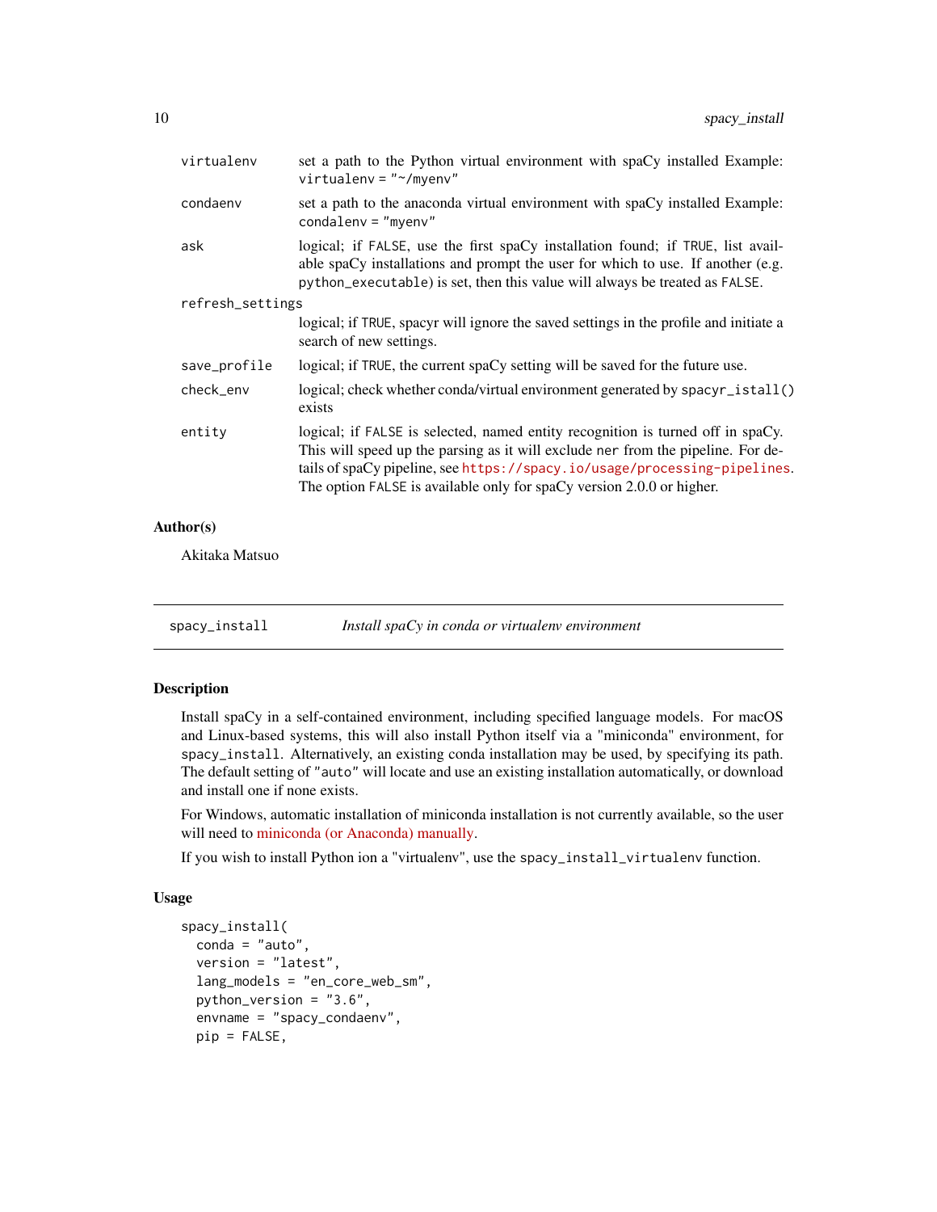| | |
|---|---|
| virtualenv | set a path to the Python virtual environment with spaCy installed Example: `virtualenv = "~/myenv"` |
| condaenv | set a path to the anaconda virtual environment with spaCy installed Example: `condalenv = "myenv"` |
| ask | logical; if `FALSE`, use the first spaCy installation found; if `TRUE`, list available spaCy installations and prompt the user for which to use. If another (e.g. `python_executable`) is set, then this value will always be treated as `FALSE`. |
| refresh_settings | logical; if `TRUE`, spacyr will ignore the saved settings in the profile and initiate a search of new settings. |
| save_profile | logical; if `TRUE`, the current spaCy setting will be saved for the future use. |
| check_env | logical; check whether conda/virtual environment generated by `spacyr_istall()` exists |
| entity | logical; if `FALSE` is selected, named entity recognition is turned off in spaCy. This will speed up the parsing as it will exclude `ner` from the pipeline. For details of spaCy pipeline, see https://spacy.io/usage/processing-pipelines. The option `FALSE` is available only for spaCy version 2.0.0 or higher. |

### Author(s)

Akitaka Matsuo

---

## spacy_install — *Install spaCy in conda or virtualenv environment*

### Description

Install spaCy in a self-contained environment, including specified language models. For macOS and Linux-based systems, this will also install Python itself via a "miniconda" environment, for `spacy_install`. Alternatively, an existing conda installation may be used, by specifying its path. The default setting of `"auto"` will locate and use an existing installation automatically, or download and install one if none exists.

For Windows, automatic installation of miniconda installation is not currently available, so the user will need to miniconda (or Anaconda) manually.

If you wish to install Python ion a "virtualenv", use the `spacy_install_virtualenv` function.

### Usage

```
spacy_install(
  conda = "auto",
  version = "latest",
  lang_models = "en_core_web_sm",
  python_version = "3.6",
  envname = "spacy_condaenv",
  pip = FALSE,
```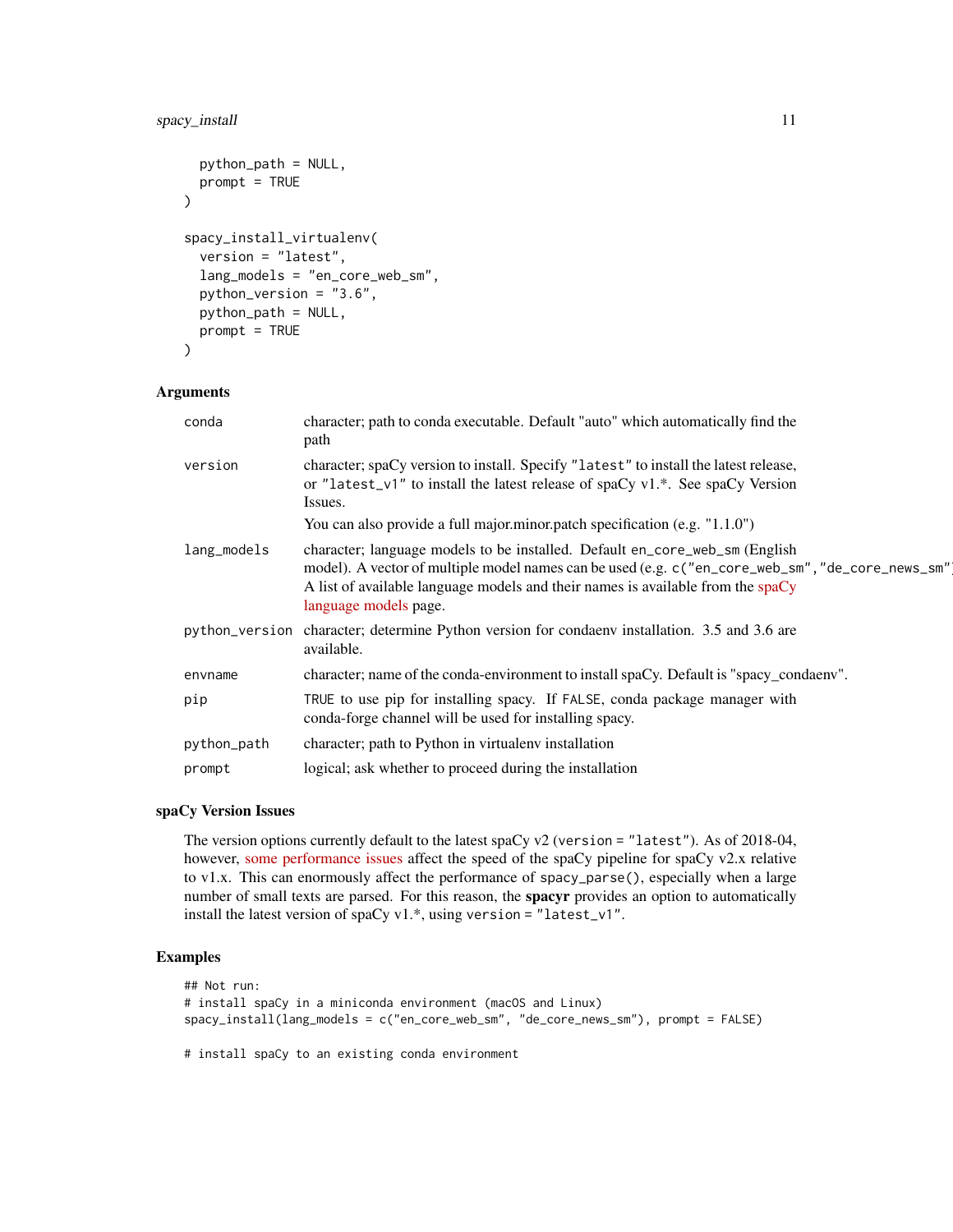```
  python_path = NULL,
  prompt = TRUE
)

spacy_install_virtualenv(
  version = "latest",
  lang_models = "en_core_web_sm",
  python_version = "3.6",
  python_path = NULL,
  prompt = TRUE
)
```

## Arguments

| | |
|---|---|
| conda | character; path to conda executable. Default "auto" which automatically find the path |
| version | character; spaCy version to install. Specify `"latest"` to install the latest release, or `"latest_v1"` to install the latest release of spaCy v1.*. See spaCy Version Issues. You can also provide a full major.minor.patch specification (e.g. "1.1.0") |
| lang_models | character; language models to be installed. Default `en_core_web_sm` (English model). A vector of multiple model names can be used (e.g. `c("en_core_web_sm","de_core_news_sm")`). A list of available language models and their names is available from the spaCy language models page. |
| python_version | character; determine Python version for condaenv installation. 3.5 and 3.6 are available. |
| envname | character; name of the conda-environment to install spaCy. Default is "spacy_condaenv". |
| pip | `TRUE` to use pip for installing spacy. If `FALSE`, conda package manager with conda-forge channel will be used for installing spacy. |
| python_path | character; path to Python in virtualenv installation |
| prompt | logical; ask whether to proceed during the installation |

## spaCy Version Issues

The version options currently default to the latest spaCy v2 (`version = "latest"`). As of 2018-04, however, some performance issues affect the speed of the spaCy pipeline for spaCy v2.x relative to v1.x. This can enormously affect the performance of `spacy_parse()`, especially when a large number of small texts are parsed. For this reason, the **spacyr** provides an option to automatically install the latest version of spaCy v1.*, using `version = "latest_v1"`.

## Examples

```
## Not run:
# install spaCy in a miniconda environment (macOS and Linux)
spacy_install(lang_models = c("en_core_web_sm", "de_core_news_sm"), prompt = FALSE)

# install spaCy to an existing conda environment
```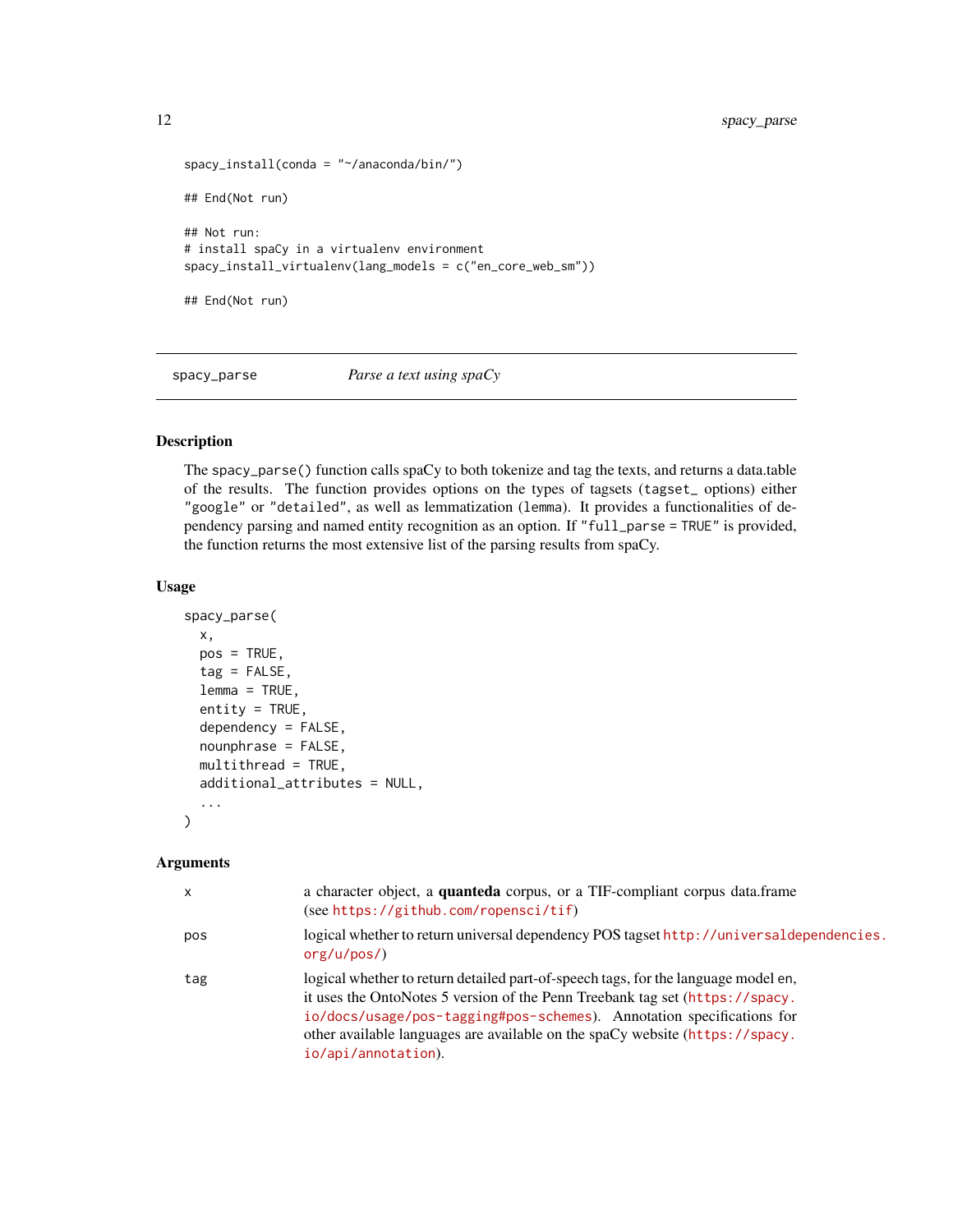```
spacy_install(conda = "~/anaconda/bin/")

## End(Not run)

## Not run:
# install spaCy in a virtualenv environment
spacy_install_virtualenv(lang_models = c("en_core_web_sm"))

## End(Not run)
```

## spacy_parse — *Parse a text using spaCy*

### Description

The `spacy_parse()` function calls spaCy to both tokenize and tag the texts, and returns a data.table of the results. The function provides options on the types of tagsets (`tagset_` options) either `"google"` or `"detailed"`, as well as lemmatization (`lemma`). It provides a functionalities of dependency parsing and named entity recognition as an option. If `"full_parse = TRUE"` is provided, the function returns the most extensive list of the parsing results from spaCy.

### Usage

```
spacy_parse(
  x,
  pos = TRUE,
  tag = FALSE,
  lemma = TRUE,
  entity = TRUE,
  dependency = FALSE,
  nounphrase = FALSE,
  multithread = TRUE,
  additional_attributes = NULL,
  ...
)
```

### Arguments

| | |
|---|---|
| x | a character object, a **quanteda** corpus, or a TIF-compliant corpus data.frame (see https://github.com/ropensci/tif) |
| pos | logical whether to return universal dependency POS tagset http://universaldependencies.org/u/pos/) |
| tag | logical whether to return detailed part-of-speech tags, for the language model en, it uses the OntoNotes 5 version of the Penn Treebank tag set (https://spacy.io/docs/usage/pos-tagging#pos-schemes). Annotation specifications for other available languages are available on the spaCy website (https://spacy.io/api/annotation). |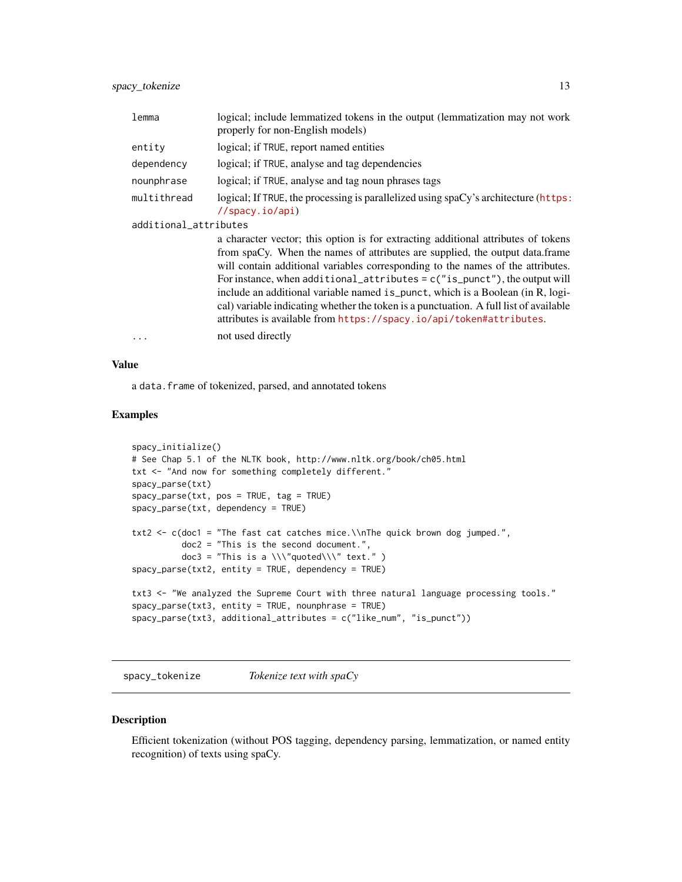| | |
|---|---|
| `lemma` | logical; include lemmatized tokens in the output (lemmatization may not work properly for non-English models) |
| `entity` | logical; if `TRUE`, report named entities |
| `dependency` | logical; if `TRUE`, analyse and tag dependencies |
| `nounphrase` | logical; if `TRUE`, analyse and tag noun phrases tags |
| `multithread` | logical; If `TRUE`, the processing is parallelized using spaCy's architecture (https://spacy.io/api) |
| `additional_attributes` | a character vector; this option is for extracting additional attributes of tokens from spaCy. When the names of attributes are supplied, the output data.frame will contain additional variables corresponding to the names of the attributes. For instance, when `additional_attributes = c("is_punct")`, the output will include an additional variable named `is_punct`, which is a Boolean (in R, logical) variable indicating whether the token is a punctuation. A full list of available attributes is available from https://spacy.io/api/token#attributes. |
| `...` | not used directly |

## Value

a `data.frame` of tokenized, parsed, and annotated tokens

## Examples

```
spacy_initialize()
# See Chap 5.1 of the NLTK book, http://www.nltk.org/book/ch05.html
txt <- "And now for something completely different."
spacy_parse(txt)
spacy_parse(txt, pos = TRUE, tag = TRUE)
spacy_parse(txt, dependency = TRUE)

txt2 <- c(doc1 = "The fast cat catches mice.\\nThe quick brown dog jumped.",
          doc2 = "This is the second document.",
          doc3 = "This is a \\\"quoted\\\" text." )
spacy_parse(txt2, entity = TRUE, dependency = TRUE)

txt3 <- "We analyzed the Supreme Court with three natural language processing tools."
spacy_parse(txt3, entity = TRUE, nounphrase = TRUE)
spacy_parse(txt3, additional_attributes = c("like_num", "is_punct"))
```

---

# `spacy_tokenize` *Tokenize text with spaCy*

## Description

Efficient tokenization (without POS tagging, dependency parsing, lemmatization, or named entity recognition) of texts using spaCy.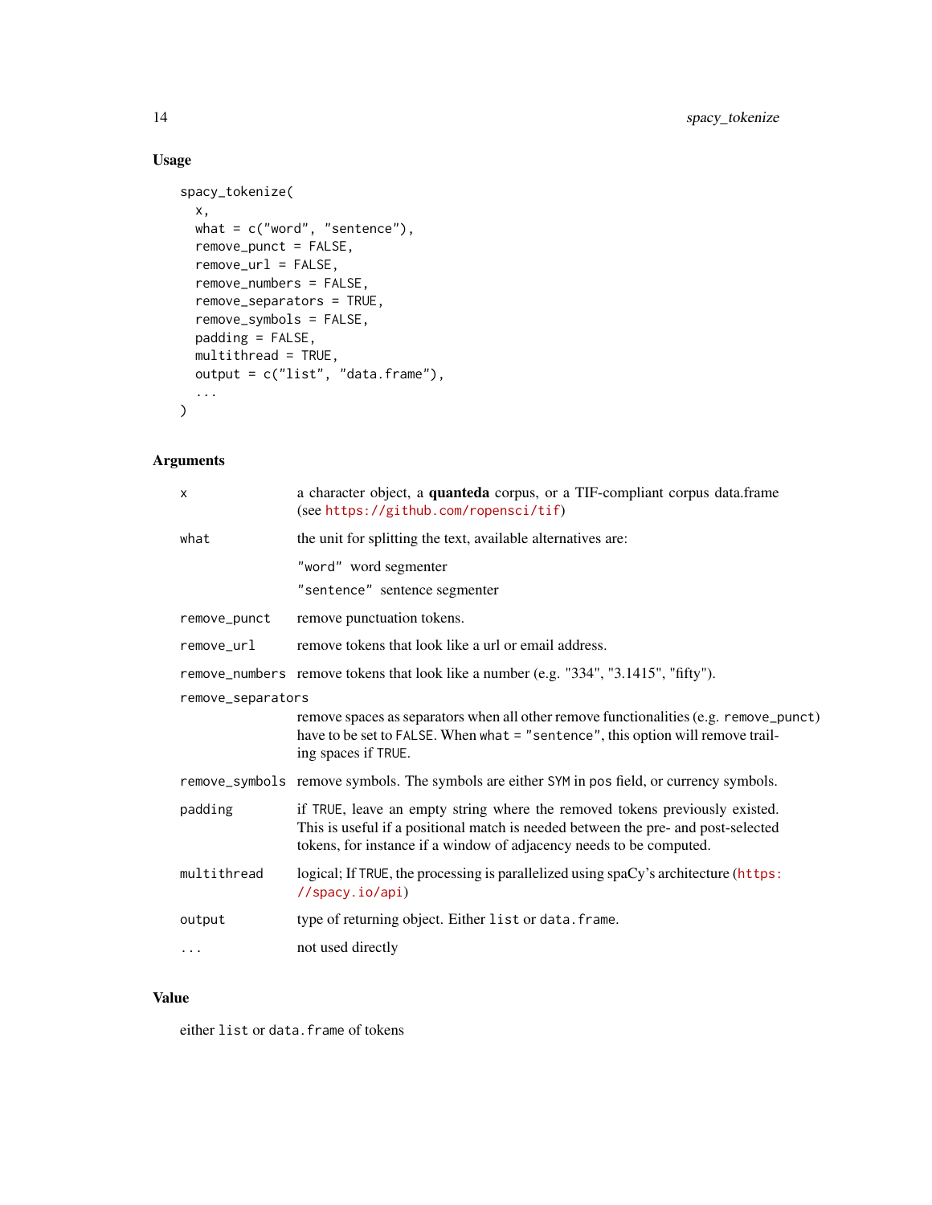### Usage

```
spacy_tokenize(
  x,
  what = c("word", "sentence"),
  remove_punct = FALSE,
  remove_url = FALSE,
  remove_numbers = FALSE,
  remove_separators = TRUE,
  remove_symbols = FALSE,
  padding = FALSE,
  multithread = TRUE,
  output = c("list", "data.frame"),
  ...
)
```

### Arguments

| Argument | Description |
| --- | --- |
| `x` | a character object, a **quanteda** corpus, or a TIF-compliant corpus data.frame (see https://github.com/ropensci/tif) |
| `what` | the unit for splitting the text, available alternatives are: `"word"` word segmenter; `"sentence"` sentence segmenter |
| `remove_punct` | remove punctuation tokens. |
| `remove_url` | remove tokens that look like a url or email address. |
| `remove_numbers` | remove tokens that look like a number (e.g. "334", "3.1415", "fifty"). |
| `remove_separators` | remove spaces as separators when all other remove functionalities (e.g. `remove_punct`) have to be set to `FALSE`. When `what = "sentence"`, this option will remove trailing spaces if `TRUE`. |
| `remove_symbols` | remove symbols. The symbols are either `SYM` in `pos` field, or currency symbols. |
| `padding` | if `TRUE`, leave an empty string where the removed tokens previously existed. This is useful if a positional match is needed between the pre- and post-selected tokens, for instance if a window of adjacency needs to be computed. |
| `multithread` | logical; If `TRUE`, the processing is parallelized using spaCy's architecture (https://spacy.io/api) |
| `output` | type of returning object. Either `list` or `data.frame`. |
| `...` | not used directly |

### Value

either `list` or `data.frame` of tokens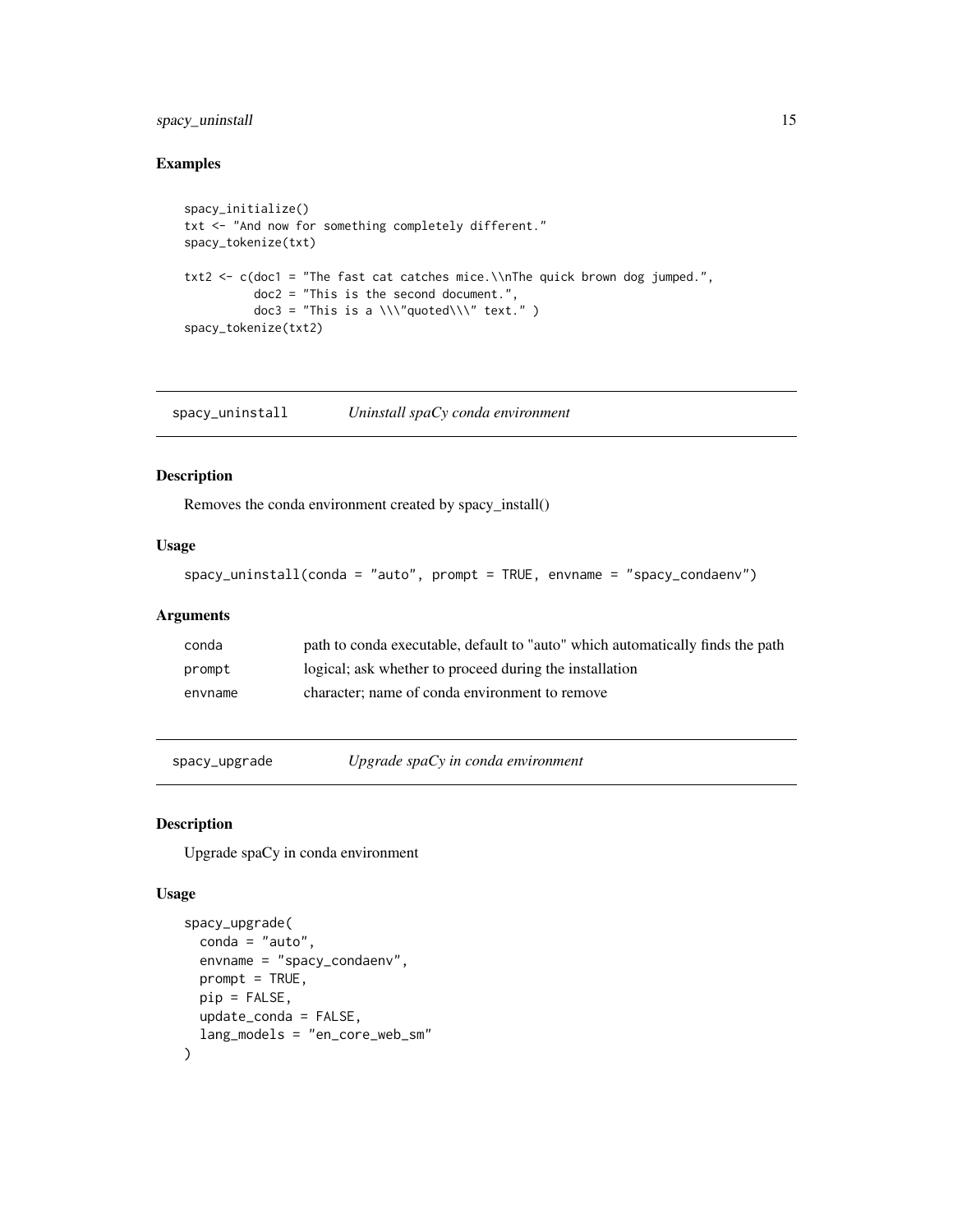## Examples

```
spacy_initialize()
txt <- "And now for something completely different."
spacy_tokenize(txt)

txt2 <- c(doc1 = "The fast cat catches mice.\\nThe quick brown dog jumped.",
          doc2 = "This is the second document.",
          doc3 = "This is a \\\"quoted\\\" text." )
spacy_tokenize(txt2)
```

---

# spacy_uninstall    *Uninstall spaCy conda environment*

## Description

Removes the conda environment created by spacy_install()

## Usage

```
spacy_uninstall(conda = "auto", prompt = TRUE, envname = "spacy_condaenv")
```

## Arguments

| | |
|---|---|
| conda | path to conda executable, default to "auto" which automatically finds the path |
| prompt | logical; ask whether to proceed during the installation |
| envname | character; name of conda environment to remove |

---

# spacy_upgrade    *Upgrade spaCy in conda environment*

## Description

Upgrade spaCy in conda environment

## Usage

```
spacy_upgrade(
  conda = "auto",
  envname = "spacy_condaenv",
  prompt = TRUE,
  pip = FALSE,
  update_conda = FALSE,
  lang_models = "en_core_web_sm"
)
```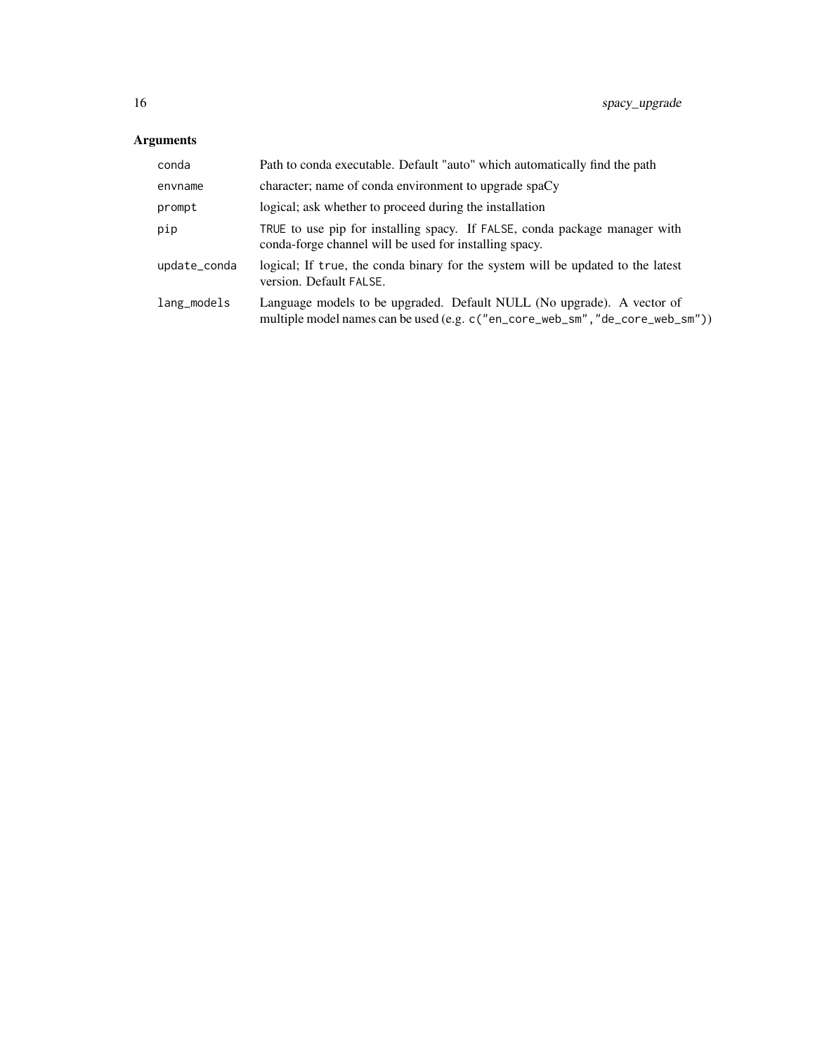## Arguments

| | |
|---|---|
| `conda` | Path to conda executable. Default "auto" which automatically find the path |
| `envname` | character; name of conda environment to upgrade spaCy |
| `prompt` | logical; ask whether to proceed during the installation |
| `pip` | `TRUE` to use pip for installing spacy. If `FALSE`, conda package manager with conda-forge channel will be used for installing spacy. |
| `update_conda` | logical; If `true`, the conda binary for the system will be updated to the latest version. Default `FALSE`. |
| `lang_models` | Language models to be upgraded. Default NULL (No upgrade). A vector of multiple model names can be used (e.g. `c("en_core_web_sm","de_core_web_sm")`) |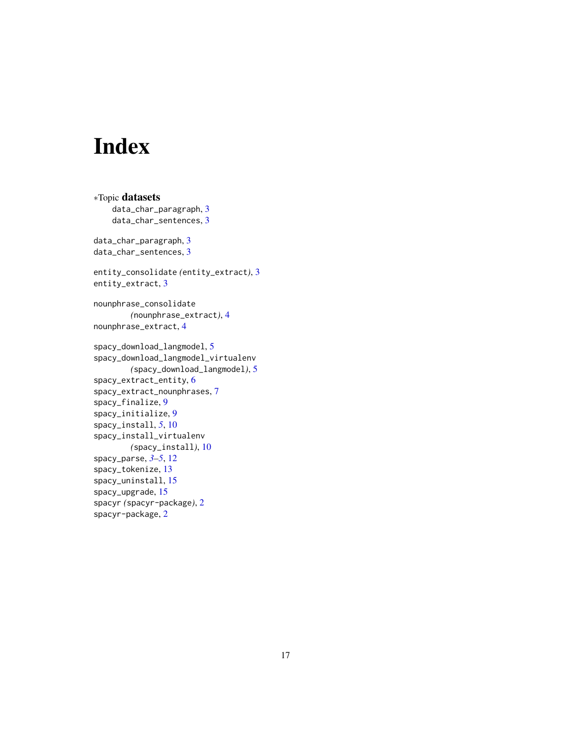# Index

∗Topic **datasets**

    data_char_paragraph, 3
    data_char_sentences, 3

data_char_paragraph, 3
data_char_sentences, 3

entity_consolidate (entity_extract), 3
entity_extract, 3

nounphrase_consolidate
        (nounphrase_extract), 4
nounphrase_extract, 4

spacy_download_langmodel, 5
spacy_download_langmodel_virtualenv
        (spacy_download_langmodel), 5
spacy_extract_entity, 6
spacy_extract_nounphrases, 7
spacy_finalize, 9
spacy_initialize, 9
spacy_install, *5*, 10
spacy_install_virtualenv
        (spacy_install), 10
spacy_parse, *3–5*, 12
spacy_tokenize, 13
spacy_uninstall, 15
spacy_upgrade, 15
spacyr (spacyr-package), 2
spacyr-package, 2